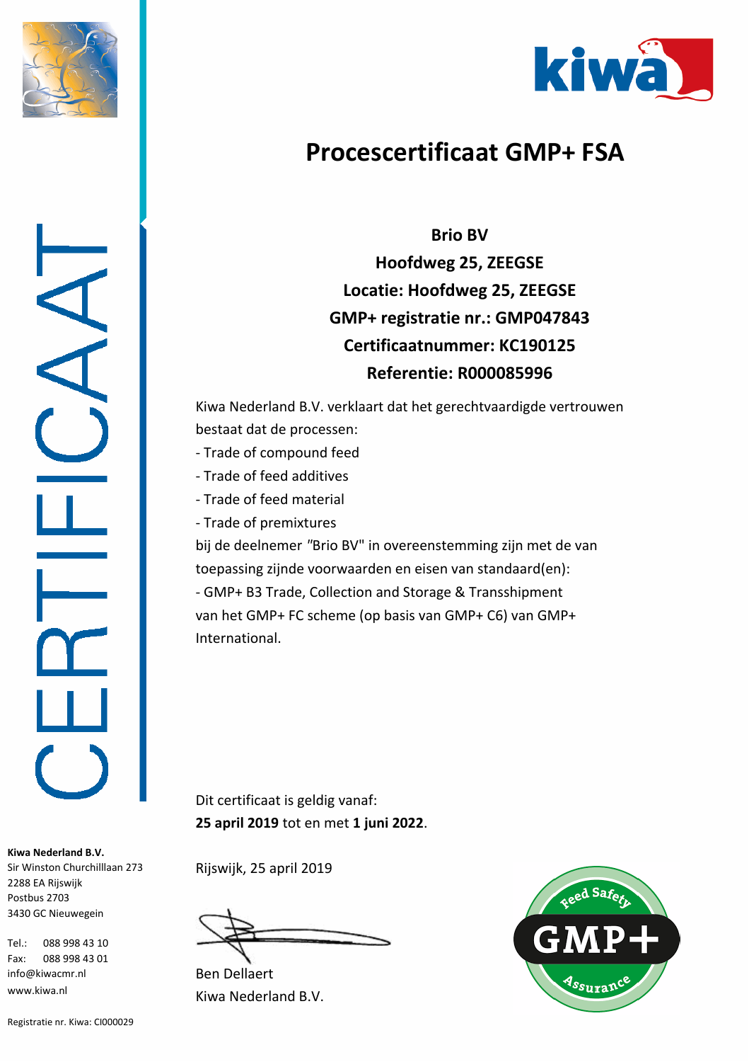# Procescertificaat GMP+ FSA

**Brio BV**
**Hoofdweg 25, ZEEGSE**
**Locatie: Hoofdweg 25, ZEEGSE**
**GMP+ registratie nr.: GMP047843**
**Certificaatnummer: KC190125**
**Referentie: R000085996**

Kiwa Nederland B.V. verklaart dat het gerechtvaardigde vertrouwen bestaat dat de processen:

- Trade of compound feed
- Trade of feed additives
- Trade of feed material
- Trade of premixtures

bij de deelnemer "Brio BV" in overeenstemming zijn met de van toepassing zijnde voorwaarden en eisen van standaard(en):

- GMP+ B3 Trade, Collection and Storage & Transshipment

van het GMP+ FC scheme (op basis van GMP+ C6) van GMP+ International.

Dit certificaat is geldig vanaf:
**25 april 2019** tot en met **1 juni 2022**.

Rijswijk, 25 april 2019

Ben Dellaert
Kiwa Nederland B.V.

CERTIFICAAT

**Kiwa Nederland B.V.**
Sir Winston Churchilllaan 273
2288 EA Rijswijk
Postbus 2703
3430 GC Nieuwegein

Tel.: 088 998 43 10
Fax: 088 998 43 01
info@kiwacmr.nl
www.kiwa.nl

Registratie nr. Kiwa: CI000029

Feed Safety GMP+ Assurance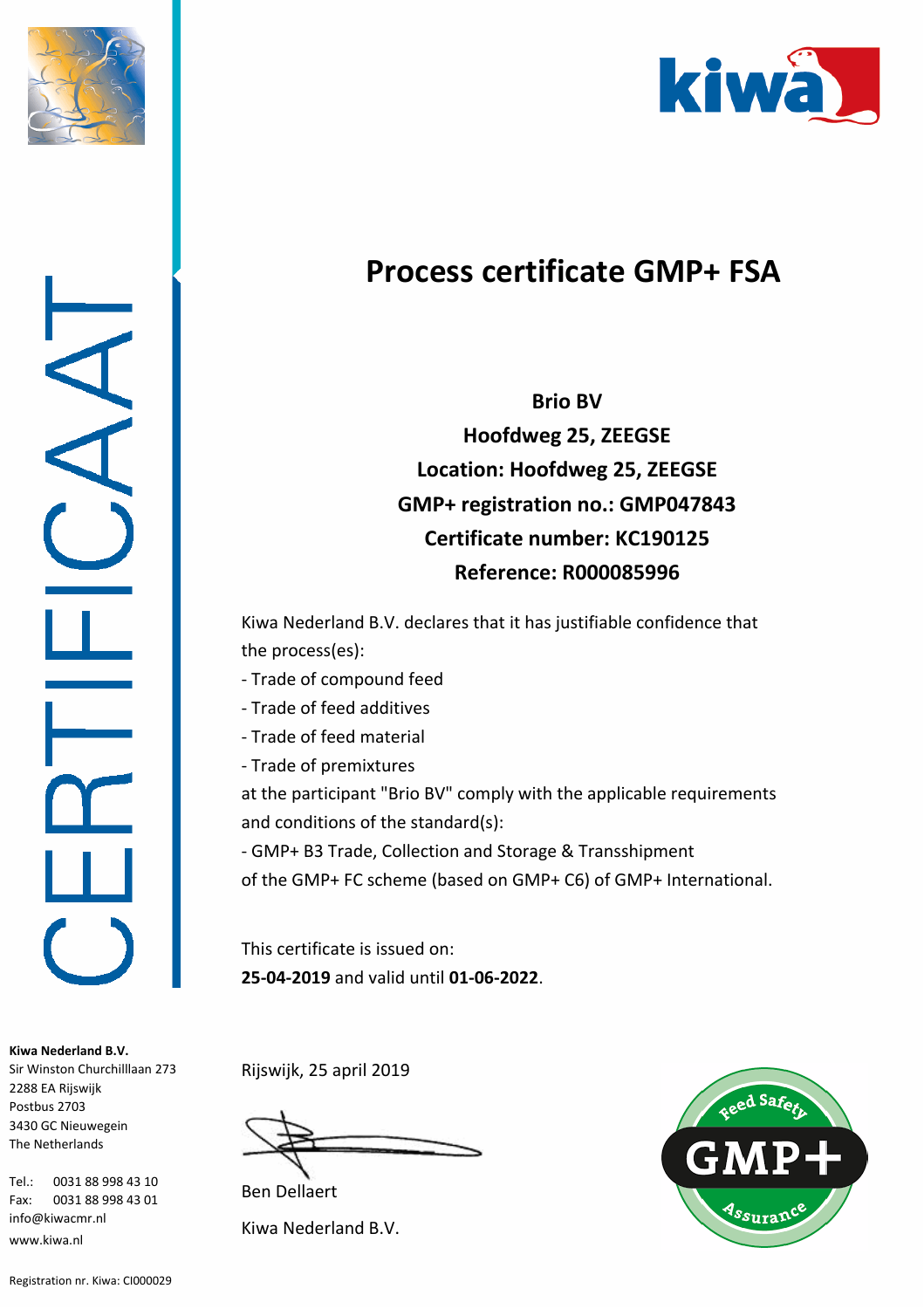CERTIFICAAT

# Process certificate GMP+ FSA

**Brio BV**
**Hoofdweg 25, ZEEGSE**
**Location: Hoofdweg 25, ZEEGSE**
**GMP+ registration no.: GMP047843**
**Certificate number: KC190125**
**Reference: R000085996**

Kiwa Nederland B.V. declares that it has justifiable confidence that the process(es):

- Trade of compound feed
- Trade of feed additives
- Trade of feed material
- Trade of premixtures

at the participant "Brio BV" comply with the applicable requirements and conditions of the standard(s):

- GMP+ B3 Trade, Collection and Storage & Transshipment

of the GMP+ FC scheme (based on GMP+ C6) of GMP+ International.

This certificate is issued on:
**25-04-2019** and valid until **01-06-2022**.

Rijswijk, 25 april 2019

Ben Dellaert

Kiwa Nederland B.V.

Feed Safety GMP+ Assurance

**Kiwa Nederland B.V.**
Sir Winston Churchilllaan 273
2288 EA Rijswijk
Postbus 2703
3430 GC Nieuwegein
The Netherlands

Tel.: 0031 88 998 43 10
Fax: 0031 88 998 43 01
info@kiwacmr.nl
www.kiwa.nl

Registration nr. Kiwa: CI000029